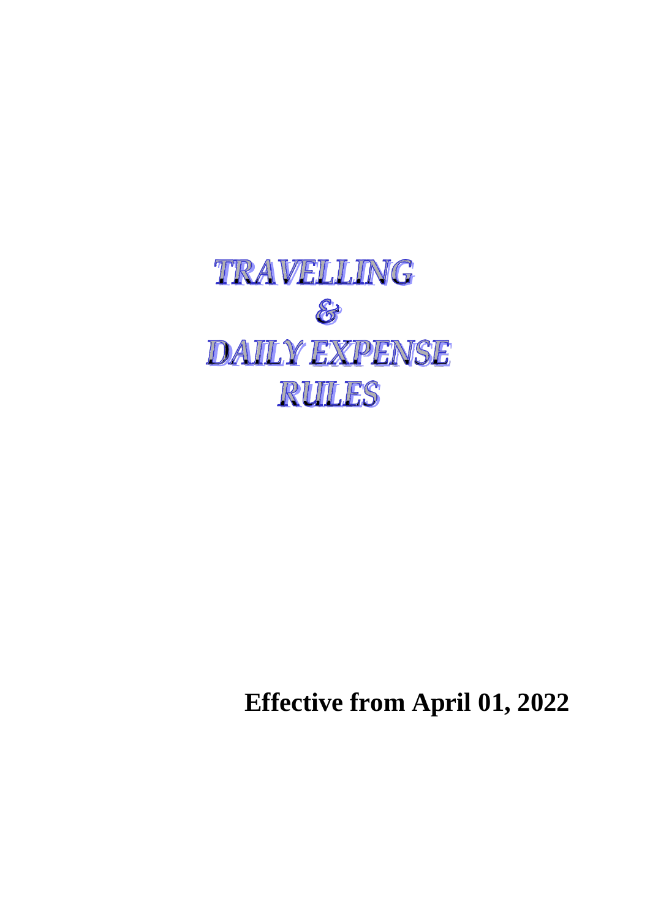# TRAVELLING
# &
# DAILY EXPENSE
# RULES

**Effective from April 01, 2022**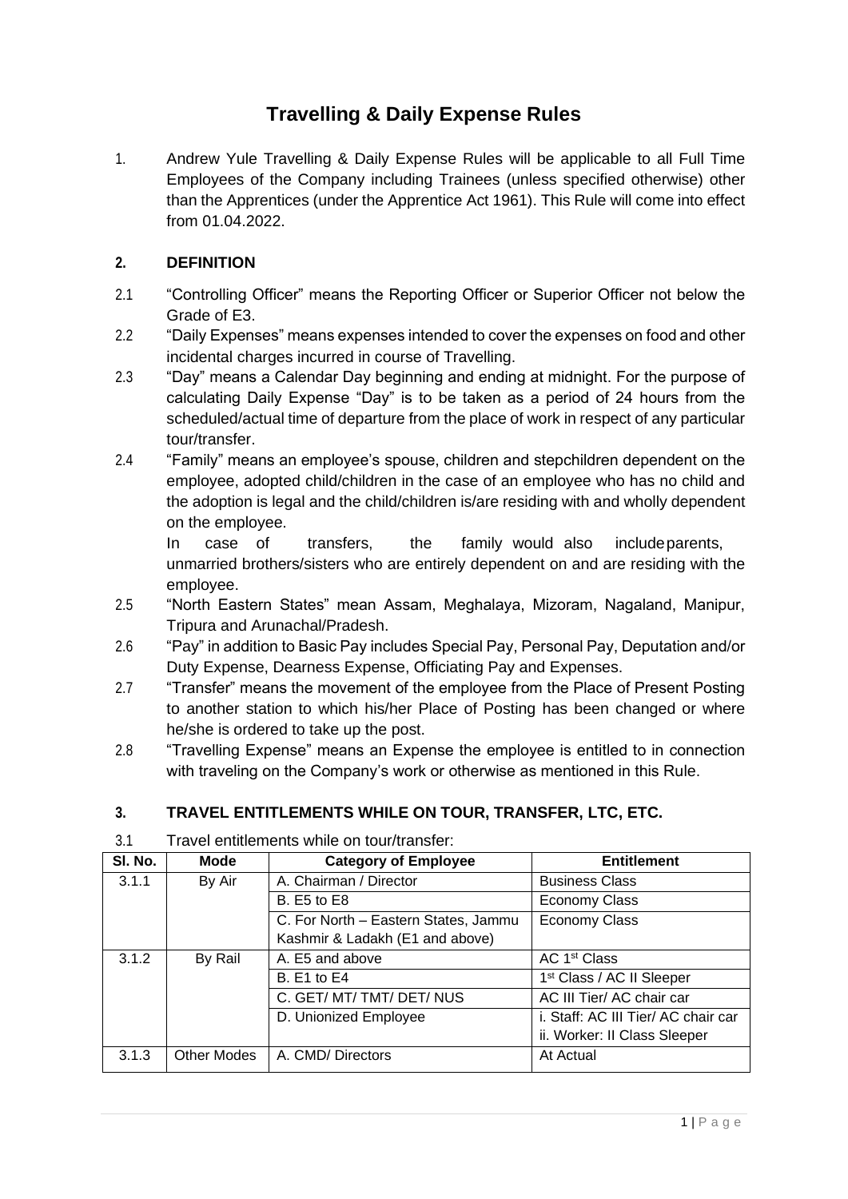# Travelling & Daily Expense Rules

1. Andrew Yule Travelling & Daily Expense Rules will be applicable to all Full Time Employees of the Company including Trainees (unless specified otherwise) other than the Apprentices (under the Apprentice Act 1961). This Rule will come into effect from 01.04.2022.

## 2. DEFINITION

2.1 "Controlling Officer" means the Reporting Officer or Superior Officer not below the Grade of E3.

2.2 "Daily Expenses" means expenses intended to cover the expenses on food and other incidental charges incurred in course of Travelling.

2.3 "Day" means a Calendar Day beginning and ending at midnight. For the purpose of calculating Daily Expense "Day" is to be taken as a period of 24 hours from the scheduled/actual time of departure from the place of work in respect of any particular tour/transfer.

2.4 "Family" means an employee's spouse, children and stepchildren dependent on the employee, adopted child/children in the case of an employee who has no child and the adoption is legal and the child/children is/are residing with and wholly dependent on the employee.

In case of transfers, the family would also include parents, unmarried brothers/sisters who are entirely dependent on and are residing with the employee.

2.5 "North Eastern States" mean Assam, Meghalaya, Mizoram, Nagaland, Manipur, Tripura and Arunachal/Pradesh.

2.6 "Pay" in addition to Basic Pay includes Special Pay, Personal Pay, Deputation and/or Duty Expense, Dearness Expense, Officiating Pay and Expenses.

2.7 "Transfer" means the movement of the employee from the Place of Present Posting to another station to which his/her Place of Posting has been changed or where he/she is ordered to take up the post.

2.8 "Travelling Expense" means an Expense the employee is entitled to in connection with traveling on the Company's work or otherwise as mentioned in this Rule.

## 3. TRAVEL ENTITLEMENTS WHILE ON TOUR, TRANSFER, LTC, ETC.

3.1 Travel entitlements while on tour/transfer:

| Sl. No. | Mode | Category of Employee | Entitlement |
|---|---|---|---|
| 3.1.1 | By Air | A. Chairman / Director | Business Class |
| | | B. E5 to E8 | Economy Class |
| | | C. For North – Eastern States, Jammu Kashmir & Ladakh (E1 and above) | Economy Class |
| 3.1.2 | By Rail | A. E5 and above | AC 1st Class |
| | | B. E1 to E4 | 1st Class / AC II Sleeper |
| | | C. GET/ MT/ TMT/ DET/ NUS | AC III Tier/ AC chair car |
| | | D. Unionized Employee | i. Staff: AC III Tier/ AC chair car<br>ii. Worker: II Class Sleeper |
| 3.1.3 | Other Modes | A. CMD/ Directors | At Actual |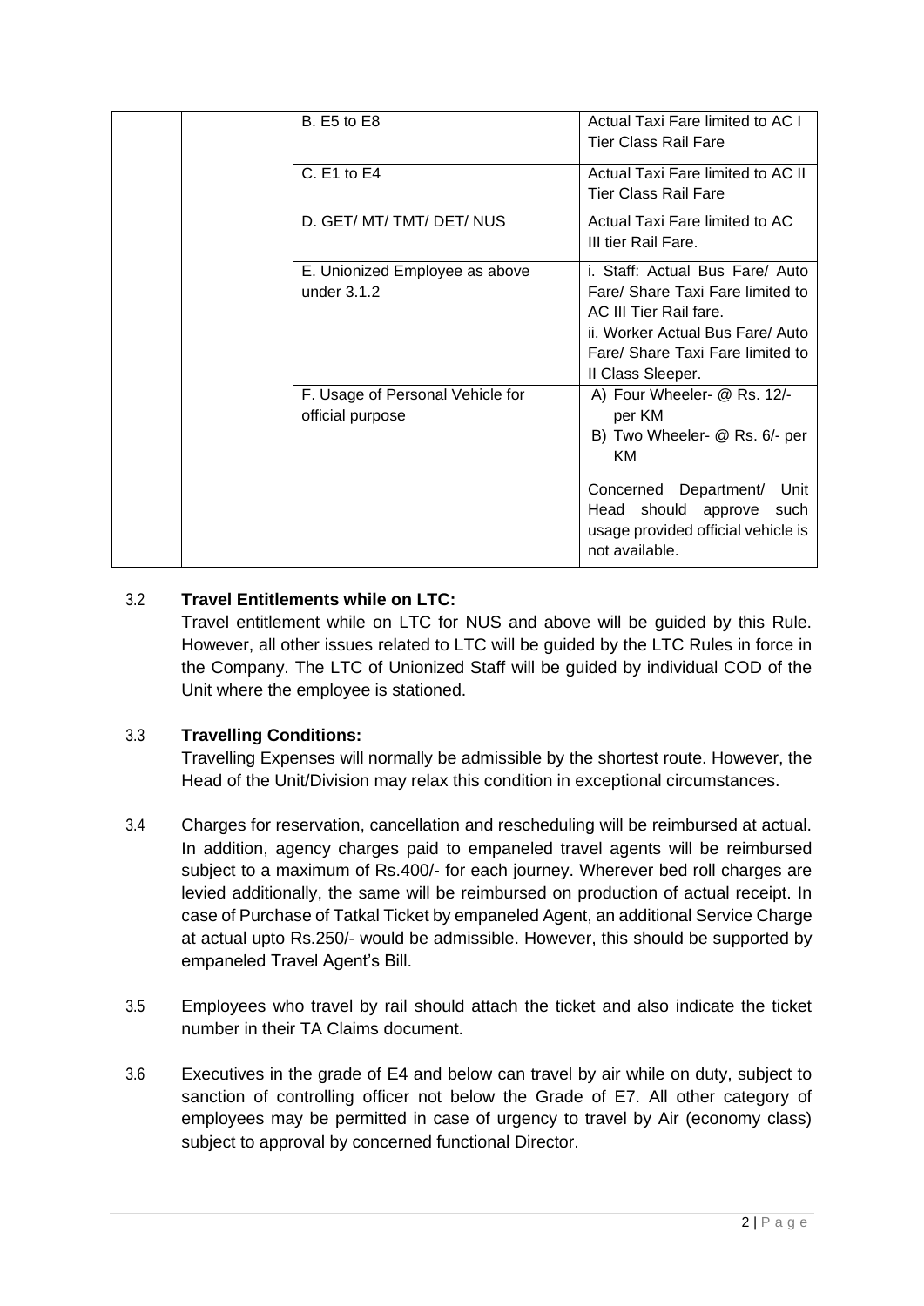| | | | |
|---|---|---|---|
| | | B. E5 to E8 | Actual Taxi Fare limited to AC I Tier Class Rail Fare |
| | | C. E1 to E4 | Actual Taxi Fare limited to AC II Tier Class Rail Fare |
| | | D. GET/ MT/ TMT/ DET/ NUS | Actual Taxi Fare limited to AC III tier Rail Fare. |
| | | E. Unionized Employee as above under 3.1.2 | i. Staff: Actual Bus Fare/ Auto Fare/ Share Taxi Fare limited to AC III Tier Rail fare.<br>ii. Worker Actual Bus Fare/ Auto Fare/ Share Taxi Fare limited to II Class Sleeper. |
| | | F. Usage of Personal Vehicle for official purpose | A) Four Wheeler- @ Rs. 12/- per KM<br>B) Two Wheeler- @ Rs. 6/- per KM<br><br>Concerned Department/ Unit Head should approve such usage provided official vehicle is not available. |

3.2 **Travel Entitlements while on LTC:**

Travel entitlement while on LTC for NUS and above will be guided by this Rule. However, all other issues related to LTC will be guided by the LTC Rules in force in the Company. The LTC of Unionized Staff will be guided by individual COD of the Unit where the employee is stationed.

3.3 **Travelling Conditions:**

Travelling Expenses will normally be admissible by the shortest route. However, the Head of the Unit/Division may relax this condition in exceptional circumstances.

3.4 Charges for reservation, cancellation and rescheduling will be reimbursed at actual. In addition, agency charges paid to empaneled travel agents will be reimbursed subject to a maximum of Rs.400/- for each journey. Wherever bed roll charges are levied additionally, the same will be reimbursed on production of actual receipt. In case of Purchase of Tatkal Ticket by empaneled Agent, an additional Service Charge at actual upto Rs.250/- would be admissible. However, this should be supported by empaneled Travel Agent's Bill.

3.5 Employees who travel by rail should attach the ticket and also indicate the ticket number in their TA Claims document.

3.6 Executives in the grade of E4 and below can travel by air while on duty, subject to sanction of controlling officer not below the Grade of E7. All other category of employees may be permitted in case of urgency to travel by Air (economy class) subject to approval by concerned functional Director.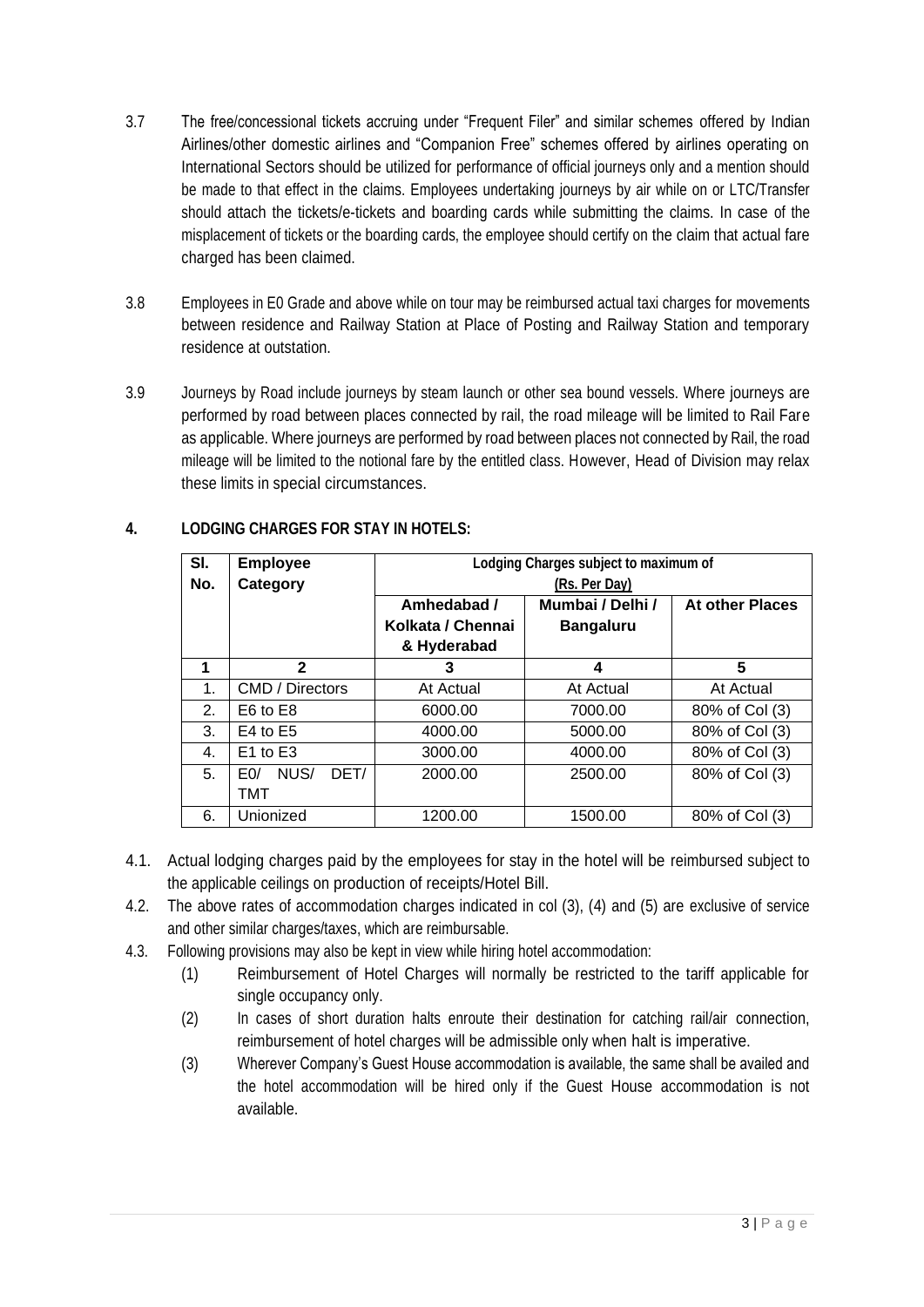3.7 The free/concessional tickets accruing under "Frequent Filer" and similar schemes offered by Indian Airlines/other domestic airlines and "Companion Free" schemes offered by airlines operating on International Sectors should be utilized for performance of official journeys only and a mention should be made to that effect in the claims. Employees undertaking journeys by air while on or LTC/Transfer should attach the tickets/e-tickets and boarding cards while submitting the claims. In case of the misplacement of tickets or the boarding cards, the employee should certify on the claim that actual fare charged has been claimed.

3.8 Employees in E0 Grade and above while on tour may be reimbursed actual taxi charges for movements between residence and Railway Station at Place of Posting and Railway Station and temporary residence at outstation.

3.9 Journeys by Road include journeys by steam launch or other sea bound vessels. Where journeys are performed by road between places connected by rail, the road mileage will be limited to Rail Fare as applicable. Where journeys are performed by road between places not connected by Rail, the road mileage will be limited to the notional fare by the entitled class. However, Head of Division may relax these limits in special circumstances.

## 4. LODGING CHARGES FOR STAY IN HOTELS:

| Sl. No. | Employee Category | Lodging Charges subject to maximum of (Rs. Per Day) | | |
|---|---|---|---|---|
| | | Amhedabad / Kolkata / Chennai & Hyderabad | Mumbai / Delhi / Bangaluru | At other Places |
| 1 | 2 | 3 | 4 | 5 |
| 1. | CMD / Directors | At Actual | At Actual | At Actual |
| 2. | E6 to E8 | 6000.00 | 7000.00 | 80% of Col (3) |
| 3. | E4 to E5 | 4000.00 | 5000.00 | 80% of Col (3) |
| 4. | E1 to E3 | 3000.00 | 4000.00 | 80% of Col (3) |
| 5. | E0/ NUS/ DET/ TMT | 2000.00 | 2500.00 | 80% of Col (3) |
| 6. | Unionized | 1200.00 | 1500.00 | 80% of Col (3) |

4.1. Actual lodging charges paid by the employees for stay in the hotel will be reimbursed subject to the applicable ceilings on production of receipts/Hotel Bill.

4.2. The above rates of accommodation charges indicated in col (3), (4) and (5) are exclusive of service and other similar charges/taxes, which are reimbursable.

4.3. Following provisions may also be kept in view while hiring hotel accommodation:

(1) Reimbursement of Hotel Charges will normally be restricted to the tariff applicable for single occupancy only.

(2) In cases of short duration halts enroute their destination for catching rail/air connection, reimbursement of hotel charges will be admissible only when halt is imperative.

(3) Wherever Company's Guest House accommodation is available, the same shall be availed and the hotel accommodation will be hired only if the Guest House accommodation is not available.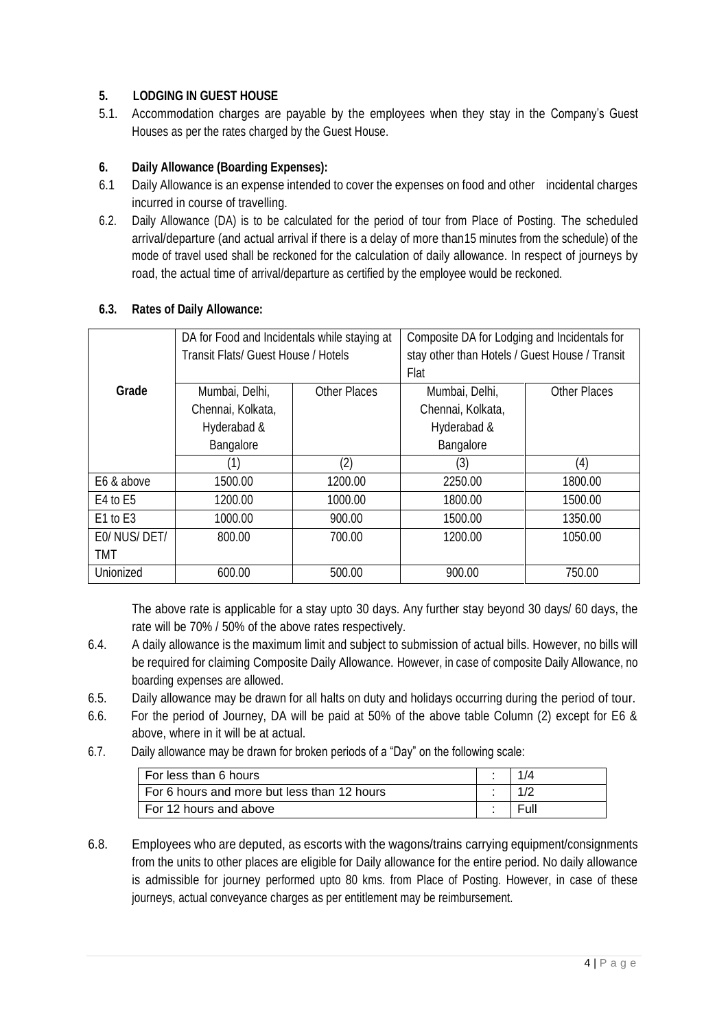## 5. LODGING IN GUEST HOUSE

5.1. Accommodation charges are payable by the employees when they stay in the Company's Guest Houses as per the rates charged by the Guest House.

## 6. Daily Allowance (Boarding Expenses):

6.1 Daily Allowance is an expense intended to cover the expenses on food and other incidental charges incurred in course of travelling.

6.2. Daily Allowance (DA) is to be calculated for the period of tour from Place of Posting. The scheduled arrival/departure (and actual arrival if there is a delay of more than15 minutes from the schedule) of the mode of travel used shall be reckoned for the calculation of daily allowance. In respect of journeys by road, the actual time of arrival/departure as certified by the employee would be reckoned.

### 6.3. Rates of Daily Allowance:

| Grade | DA for Food and Incidentals while staying at Transit Flats/ Guest House / Hotels | | Composite DA for Lodging and Incidentals for stay other than Hotels / Guest House / Transit Flat | |
|---|---|---|---|---|
| | Mumbai, Delhi, Chennai, Kolkata, Hyderabad & Bangalore | Other Places | Mumbai, Delhi, Chennai, Kolkata, Hyderabad & Bangalore | Other Places |
| | (1) | (2) | (3) | (4) |
| E6 & above | 1500.00 | 1200.00 | 2250.00 | 1800.00 |
| E4 to E5 | 1200.00 | 1000.00 | 1800.00 | 1500.00 |
| E1 to E3 | 1000.00 | 900.00 | 1500.00 | 1350.00 |
| E0/ NUS/ DET/ TMT | 800.00 | 700.00 | 1200.00 | 1050.00 |
| Unionized | 600.00 | 500.00 | 900.00 | 750.00 |

The above rate is applicable for a stay upto 30 days. Any further stay beyond 30 days/ 60 days, the rate will be 70% / 50% of the above rates respectively.

6.4. A daily allowance is the maximum limit and subject to submission of actual bills. However, no bills will be required for claiming Composite Daily Allowance. However, in case of composite Daily Allowance, no boarding expenses are allowed.

6.5. Daily allowance may be drawn for all halts on duty and holidays occurring during the period of tour.

6.6. For the period of Journey, DA will be paid at 50% of the above table Column (2) except for E6 & above, where in it will be at actual.

6.7. Daily allowance may be drawn for broken periods of a "Day" on the following scale:

| For less than 6 hours | : | 1/4 |
|---|---|---|
| For 6 hours and more but less than 12 hours | : | 1/2 |
| For 12 hours and above | : | Full |

6.8. Employees who are deputed, as escorts with the wagons/trains carrying equipment/consignments from the units to other places are eligible for Daily allowance for the entire period. No daily allowance is admissible for journey performed upto 80 kms. from Place of Posting. However, in case of these journeys, actual conveyance charges as per entitlement may be reimbursement.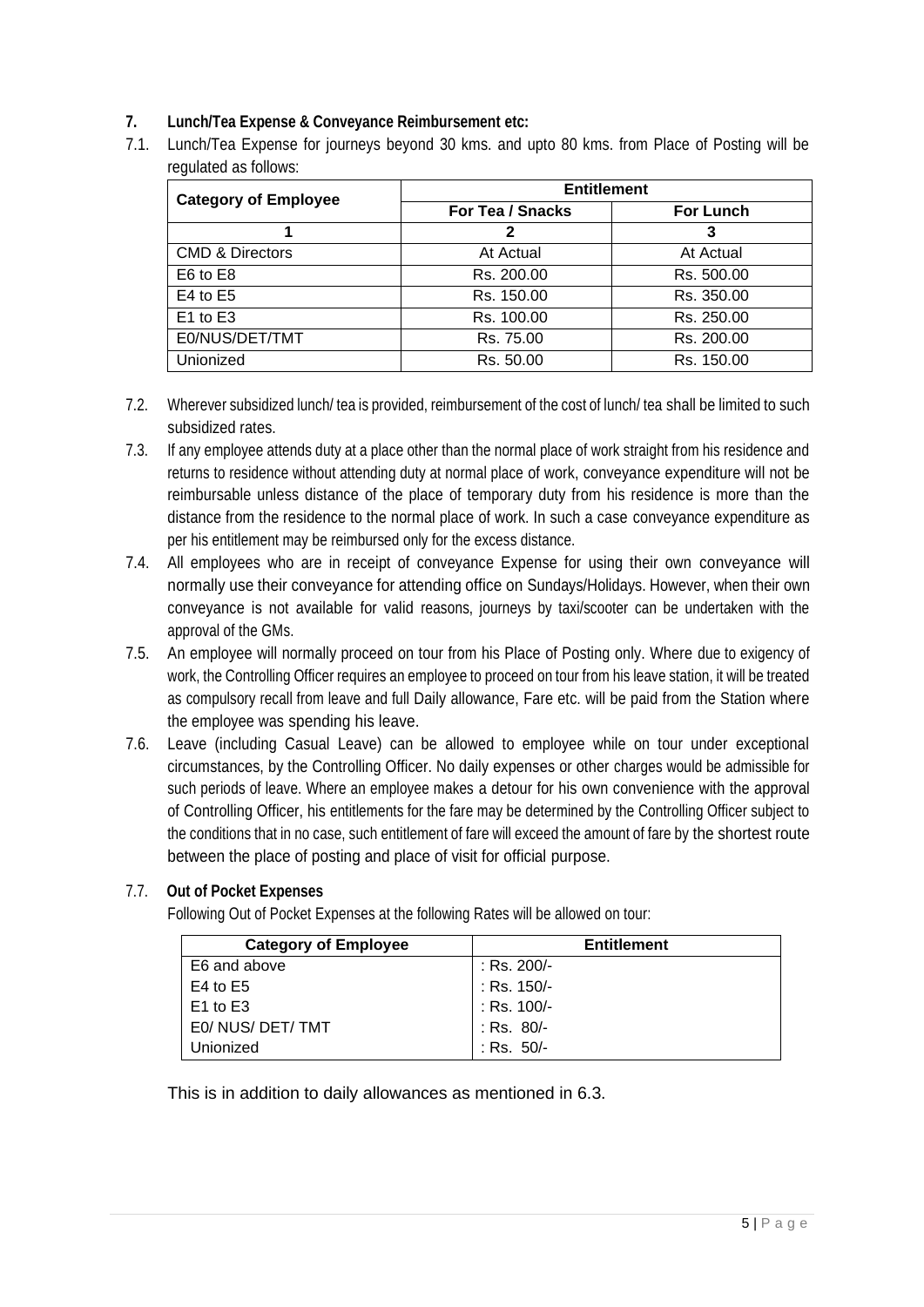## 7. Lunch/Tea Expense & Conveyance Reimbursement etc:

7.1. Lunch/Tea Expense for journeys beyond 30 kms. and upto 80 kms. from Place of Posting will be regulated as follows:

| Category of Employee | Entitlement | |
|---|---|---|
| | For Tea / Snacks | For Lunch |
| 1 | 2 | 3 |
| CMD & Directors | At Actual | At Actual |
| E6 to E8 | Rs. 200.00 | Rs. 500.00 |
| E4 to E5 | Rs. 150.00 | Rs. 350.00 |
| E1 to E3 | Rs. 100.00 | Rs. 250.00 |
| E0/NUS/DET/TMT | Rs. 75.00 | Rs. 200.00 |
| Unionized | Rs. 50.00 | Rs. 150.00 |

7.2. Wherever subsidized lunch/ tea is provided, reimbursement of the cost of lunch/ tea shall be limited to such subsidized rates.

7.3. If any employee attends duty at a place other than the normal place of work straight from his residence and returns to residence without attending duty at normal place of work, conveyance expenditure will not be reimbursable unless distance of the place of temporary duty from his residence is more than the distance from the residence to the normal place of work. In such a case conveyance expenditure as per his entitlement may be reimbursed only for the excess distance.

7.4. All employees who are in receipt of conveyance Expense for using their own conveyance will normally use their conveyance for attending office on Sundays/Holidays. However, when their own conveyance is not available for valid reasons, journeys by taxi/scooter can be undertaken with the approval of the GMs.

7.5. An employee will normally proceed on tour from his Place of Posting only. Where due to exigency of work, the Controlling Officer requires an employee to proceed on tour from his leave station, it will be treated as compulsory recall from leave and full Daily allowance, Fare etc. will be paid from the Station where the employee was spending his leave.

7.6. Leave (including Casual Leave) can be allowed to employee while on tour under exceptional circumstances, by the Controlling Officer. No daily expenses or other charges would be admissible for such periods of leave. Where an employee makes a detour for his own convenience with the approval of Controlling Officer, his entitlements for the fare may be determined by the Controlling Officer subject to the conditions that in no case, such entitlement of fare will exceed the amount of fare by the shortest route between the place of posting and place of visit for official purpose.

### 7.7. Out of Pocket Expenses

Following Out of Pocket Expenses at the following Rates will be allowed on tour:

| Category of Employee | Entitlement |
|---|---|
| E6 and above | : Rs. 200/- |
| E4 to E5 | : Rs. 150/- |
| E1 to E3 | : Rs. 100/- |
| E0/ NUS/ DET/ TMT | : Rs. 80/- |
| Unionized | : Rs. 50/- |

This is in addition to daily allowances as mentioned in 6.3.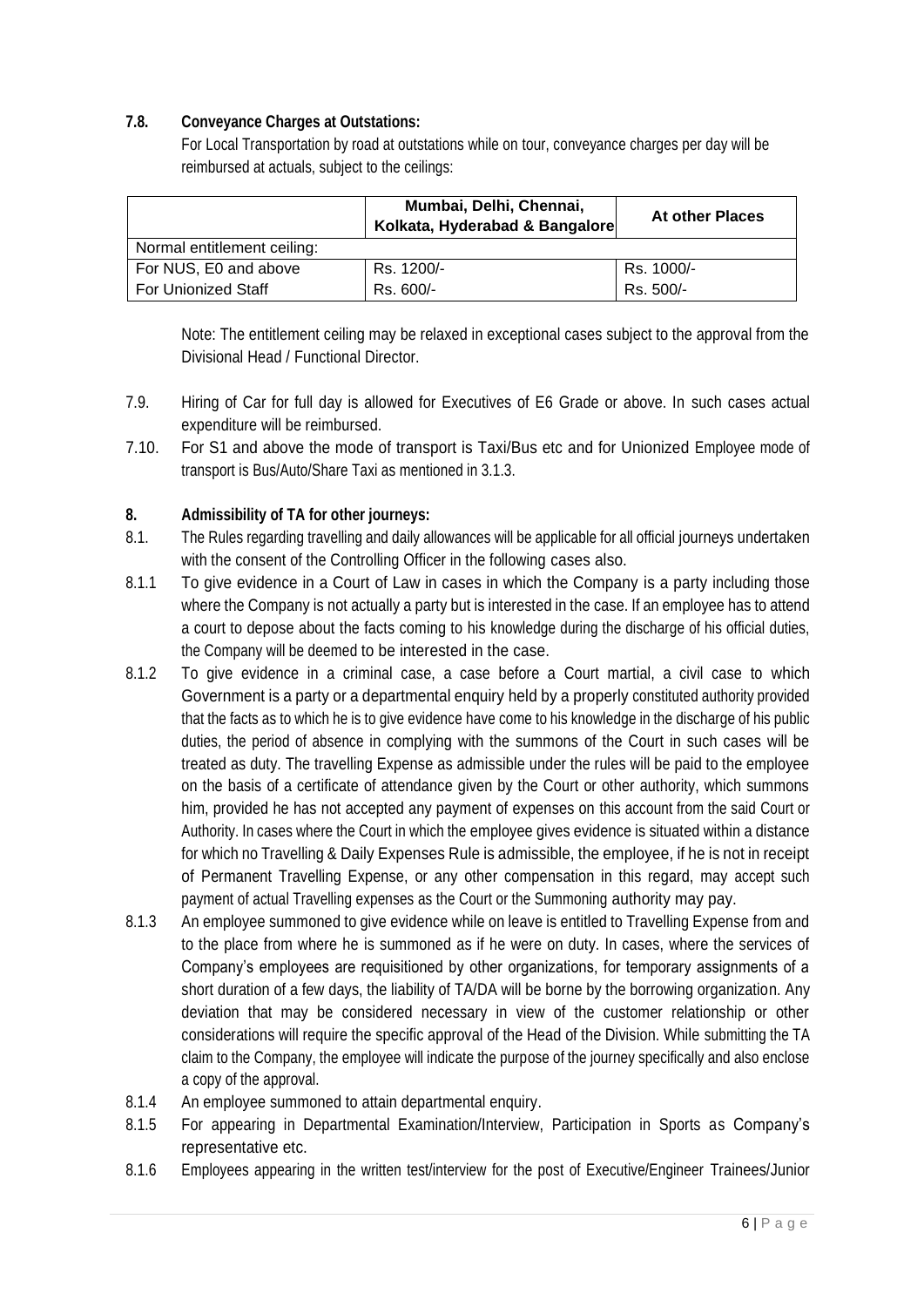**7.8. Conveyance Charges at Outstations:**

For Local Transportation by road at outstations while on tour, conveyance charges per day will be reimbursed at actuals, subject to the ceilings:

| | Mumbai, Delhi, Chennai, Kolkata, Hyderabad & Bangalore | At other Places |
|---|---|---|
| Normal entitlement ceiling: | | |
| For NUS, E0 and above | Rs. 1200/- | Rs. 1000/- |
| For Unionized Staff | Rs. 600/- | Rs. 500/- |

Note: The entitlement ceiling may be relaxed in exceptional cases subject to the approval from the Divisional Head / Functional Director.

7.9. Hiring of Car for full day is allowed for Executives of E6 Grade or above. In such cases actual expenditure will be reimbursed.

7.10. For S1 and above the mode of transport is Taxi/Bus etc and for Unionized Employee mode of transport is Bus/Auto/Share Taxi as mentioned in 3.1.3.

**8. Admissibility of TA for other journeys:**

8.1. The Rules regarding travelling and daily allowances will be applicable for all official journeys undertaken with the consent of the Controlling Officer in the following cases also.

8.1.1 To give evidence in a Court of Law in cases in which the Company is a party including those where the Company is not actually a party but is interested in the case. If an employee has to attend a court to depose about the facts coming to his knowledge during the discharge of his official duties, the Company will be deemed to be interested in the case.

8.1.2 To give evidence in a criminal case, a case before a Court martial, a civil case to which Government is a party or a departmental enquiry held by a properly constituted authority provided that the facts as to which he is to give evidence have come to his knowledge in the discharge of his public duties, the period of absence in complying with the summons of the Court in such cases will be treated as duty. The travelling Expense as admissible under the rules will be paid to the employee on the basis of a certificate of attendance given by the Court or other authority, which summons him, provided he has not accepted any payment of expenses on this account from the said Court or Authority. In cases where the Court in which the employee gives evidence is situated within a distance for which no Travelling & Daily Expenses Rule is admissible, the employee, if he is not in receipt of Permanent Travelling Expense, or any other compensation in this regard, may accept such payment of actual Travelling expenses as the Court or the Summoning authority may pay.

8.1.3 An employee summoned to give evidence while on leave is entitled to Travelling Expense from and to the place from where he is summoned as if he were on duty. In cases, where the services of Company's employees are requisitioned by other organizations, for temporary assignments of a short duration of a few days, the liability of TA/DA will be borne by the borrowing organization. Any deviation that may be considered necessary in view of the customer relationship or other considerations will require the specific approval of the Head of the Division. While submitting the TA claim to the Company, the employee will indicate the purpose of the journey specifically and also enclose a copy of the approval.

8.1.4 An employee summoned to attain departmental enquiry.

8.1.5 For appearing in Departmental Examination/Interview, Participation in Sports as Company's representative etc.

8.1.6 Employees appearing in the written test/interview for the post of Executive/Engineer Trainees/Junior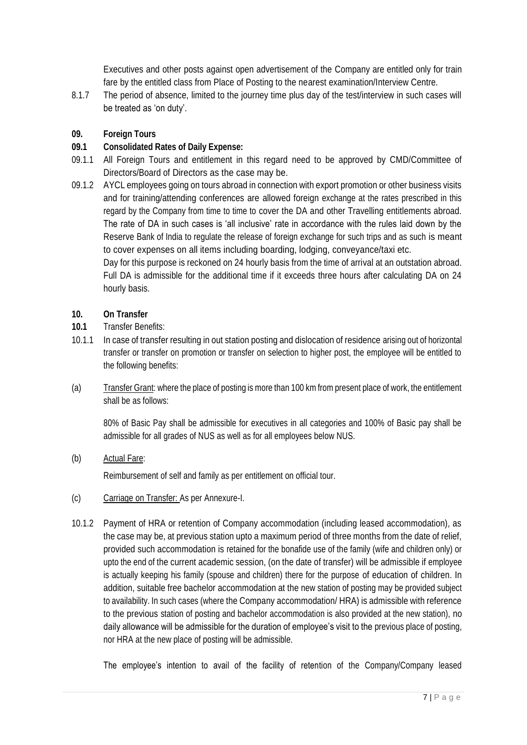Executives and other posts against open advertisement of the Company are entitled only for train fare by the entitled class from Place of Posting to the nearest examination/Interview Centre.

8.1.7 The period of absence, limited to the journey time plus day of the test/interview in such cases will be treated as 'on duty'.

**09. Foreign Tours**

**09.1 Consolidated Rates of Daily Expense:**

09.1.1 All Foreign Tours and entitlement in this regard need to be approved by CMD/Committee of Directors/Board of Directors as the case may be.

09.1.2 AYCL employees going on tours abroad in connection with export promotion or other business visits and for training/attending conferences are allowed foreign exchange at the rates prescribed in this regard by the Company from time to time to cover the DA and other Travelling entitlements abroad. The rate of DA in such cases is 'all inclusive' rate in accordance with the rules laid down by the Reserve Bank of India to regulate the release of foreign exchange for such trips and as such is meant to cover expenses on all items including boarding, lodging, conveyance/taxi etc.

Day for this purpose is reckoned on 24 hourly basis from the time of arrival at an outstation abroad. Full DA is admissible for the additional time if it exceeds three hours after calculating DA on 24 hourly basis.

**10. On Transfer**

**10.1** Transfer Benefits:

10.1.1 In case of transfer resulting in out station posting and dislocation of residence arising out of horizontal transfer or transfer on promotion or transfer on selection to higher post, the employee will be entitled to the following benefits:

(a) Transfer Grant: where the place of posting is more than 100 km from present place of work, the entitlement shall be as follows:

80% of Basic Pay shall be admissible for executives in all categories and 100% of Basic pay shall be admissible for all grades of NUS as well as for all employees below NUS.

(b) Actual Fare:

Reimbursement of self and family as per entitlement on official tour.

(c) Carriage on Transfer: As per Annexure-I.

10.1.2 Payment of HRA or retention of Company accommodation (including leased accommodation), as the case may be, at previous station upto a maximum period of three months from the date of relief, provided such accommodation is retained for the bonafide use of the family (wife and children only) or upto the end of the current academic session, (on the date of transfer) will be admissible if employee is actually keeping his family (spouse and children) there for the purpose of education of children. In addition, suitable free bachelor accommodation at the new station of posting may be provided subject to availability. In such cases (where the Company accommodation/ HRA) is admissible with reference to the previous station of posting and bachelor accommodation is also provided at the new station), no daily allowance will be admissible for the duration of employee's visit to the previous place of posting, nor HRA at the new place of posting will be admissible.

The employee's intention to avail of the facility of retention of the Company/Company leased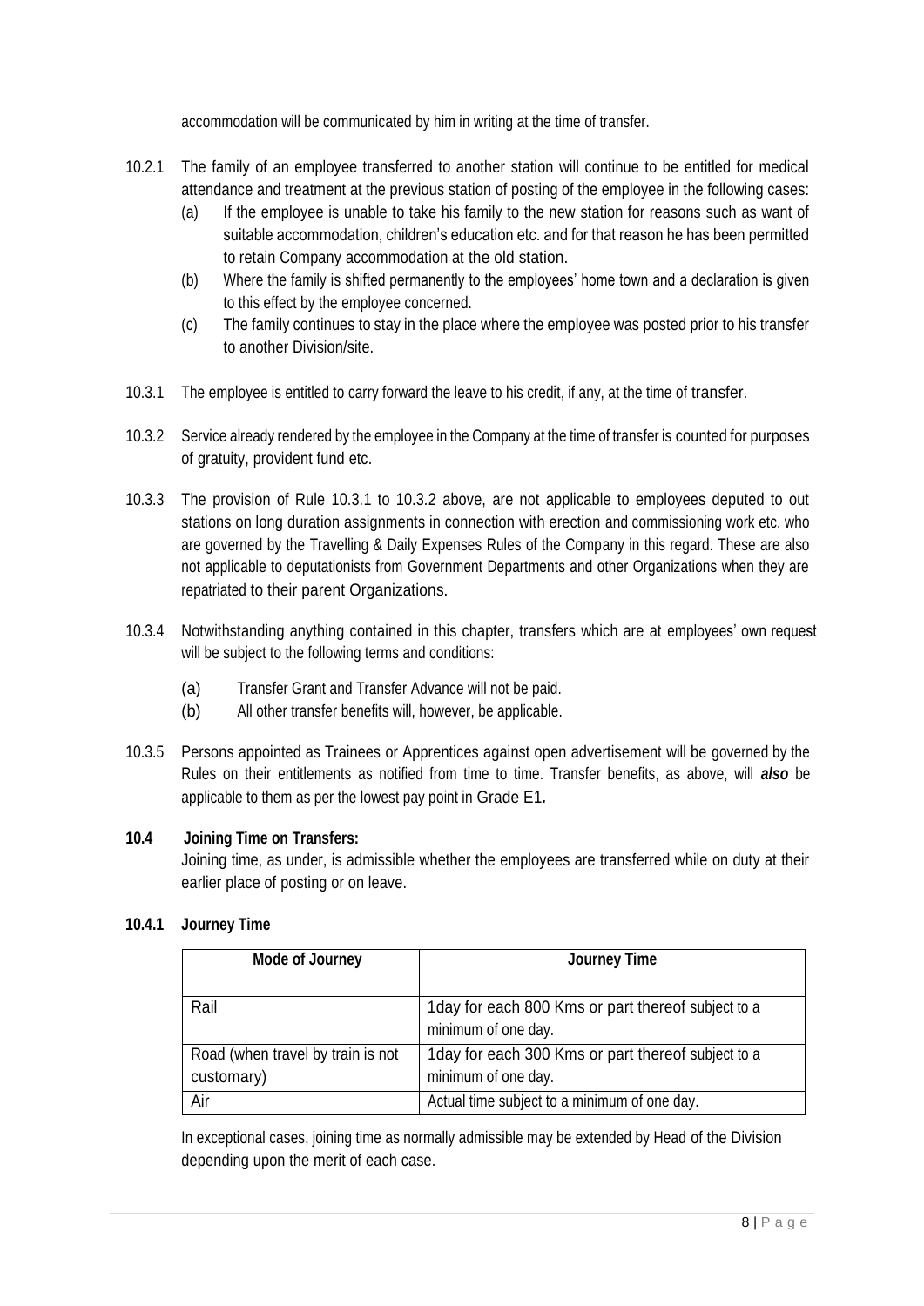accommodation will be communicated by him in writing at the time of transfer.

10.2.1 The family of an employee transferred to another station will continue to be entitled for medical attendance and treatment at the previous station of posting of the employee in the following cases:

(a) If the employee is unable to take his family to the new station for reasons such as want of suitable accommodation, children's education etc. and for that reason he has been permitted to retain Company accommodation at the old station.

(b) Where the family is shifted permanently to the employees' home town and a declaration is given to this effect by the employee concerned.

(c) The family continues to stay in the place where the employee was posted prior to his transfer to another Division/site.

10.3.1 The employee is entitled to carry forward the leave to his credit, if any, at the time of transfer.

10.3.2 Service already rendered by the employee in the Company at the time of transfer is counted for purposes of gratuity, provident fund etc.

10.3.3 The provision of Rule 10.3.1 to 10.3.2 above, are not applicable to employees deputed to out stations on long duration assignments in connection with erection and commissioning work etc. who are governed by the Travelling & Daily Expenses Rules of the Company in this regard. These are also not applicable to deputationists from Government Departments and other Organizations when they are repatriated to their parent Organizations.

10.3.4 Notwithstanding anything contained in this chapter, transfers which are at employees' own request will be subject to the following terms and conditions:

(a) Transfer Grant and Transfer Advance will not be paid.

(b) All other transfer benefits will, however, be applicable.

10.3.5 Persons appointed as Trainees or Apprentices against open advertisement will be governed by the Rules on their entitlements as notified from time to time. Transfer benefits, as above, will ***also*** be applicable to them as per the lowest pay point in Grade E1**.**

**10.4 Joining Time on Transfers:**

Joining time, as under, is admissible whether the employees are transferred while on duty at their earlier place of posting or on leave.

**10.4.1 Journey Time**

| Mode of Journey | Journey Time |
|---|---|
| | |
| Rail | 1day for each 800 Kms or part thereof subject to a minimum of one day. |
| Road (when travel by train is not customary) | 1day for each 300 Kms or part thereof subject to a minimum of one day. |
| Air | Actual time subject to a minimum of one day. |

In exceptional cases, joining time as normally admissible may be extended by Head of the Division depending upon the merit of each case.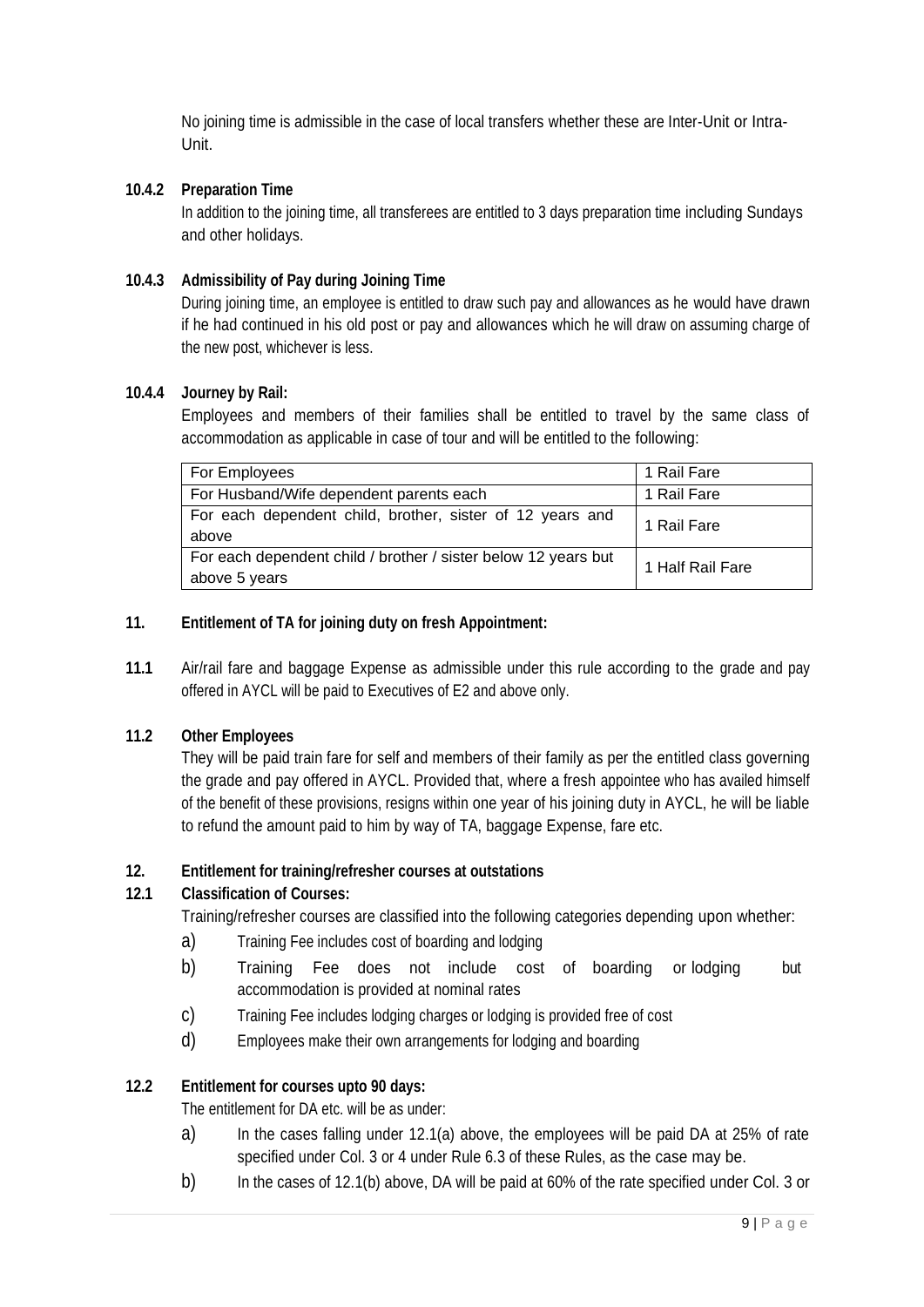No joining time is admissible in the case of local transfers whether these are Inter-Unit or Intra-Unit.

**10.4.2 Preparation Time**

In addition to the joining time, all transferees are entitled to 3 days preparation time including Sundays and other holidays.

**10.4.3 Admissibility of Pay during Joining Time**

During joining time, an employee is entitled to draw such pay and allowances as he would have drawn if he had continued in his old post or pay and allowances which he will draw on assuming charge of the new post, whichever is less.

**10.4.4 Journey by Rail:**

Employees and members of their families shall be entitled to travel by the same class of accommodation as applicable in case of tour and will be entitled to the following:

| | |
|---|---|
| For Employees | 1 Rail Fare |
| For Husband/Wife dependent parents each | 1 Rail Fare |
| For each dependent child, brother, sister of 12 years and above | 1 Rail Fare |
| For each dependent child / brother / sister below 12 years but above 5 years | 1 Half Rail Fare |

**11. Entitlement of TA for joining duty on fresh Appointment:**

**11.1** Air/rail fare and baggage Expense as admissible under this rule according to the grade and pay offered in AYCL will be paid to Executives of E2 and above only.

**11.2 Other Employees**

They will be paid train fare for self and members of their family as per the entitled class governing the grade and pay offered in AYCL. Provided that, where a fresh appointee who has availed himself of the benefit of these provisions, resigns within one year of his joining duty in AYCL, he will be liable to refund the amount paid to him by way of TA, baggage Expense, fare etc.

**12. Entitlement for training/refresher courses at outstations**

**12.1 Classification of Courses:**

Training/refresher courses are classified into the following categories depending upon whether:

a) Training Fee includes cost of boarding and lodging

b) Training Fee does not include cost of boarding or lodging but accommodation is provided at nominal rates

c) Training Fee includes lodging charges or lodging is provided free of cost

d) Employees make their own arrangements for lodging and boarding

**12.2 Entitlement for courses upto 90 days:**

The entitlement for DA etc. will be as under:

a) In the cases falling under 12.1(a) above, the employees will be paid DA at 25% of rate specified under Col. 3 or 4 under Rule 6.3 of these Rules, as the case may be.

b) In the cases of 12.1(b) above, DA will be paid at 60% of the rate specified under Col. 3 or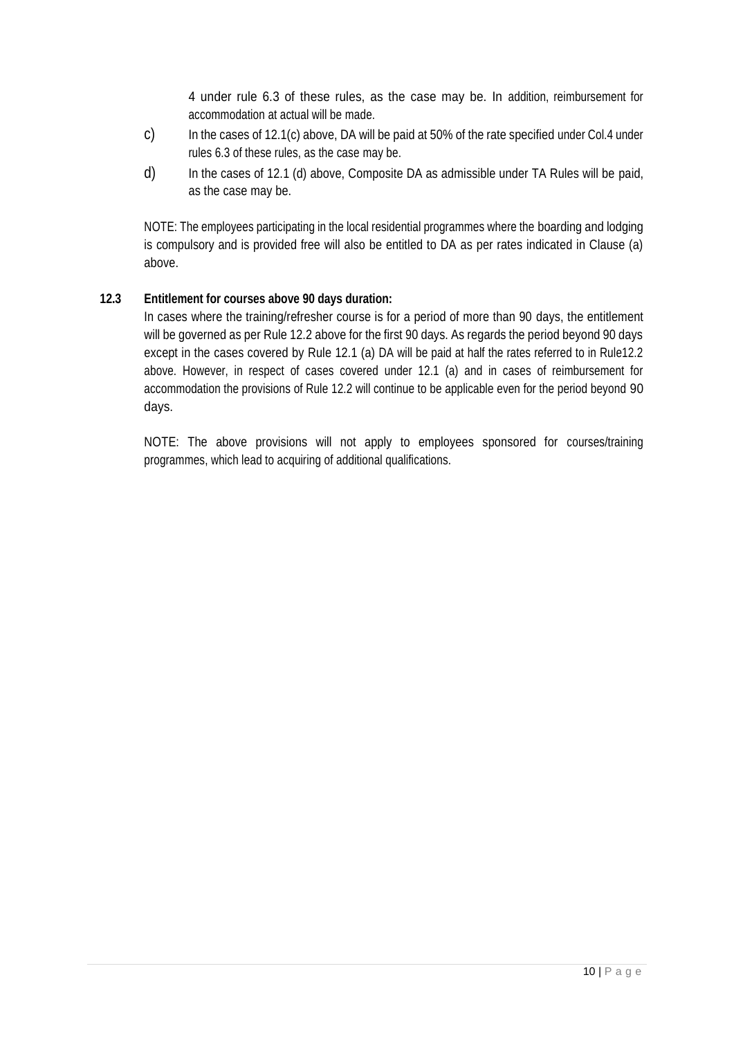4 under rule 6.3 of these rules, as the case may be. In addition, reimbursement for accommodation at actual will be made.

c) In the cases of 12.1(c) above, DA will be paid at 50% of the rate specified under Col.4 under rules 6.3 of these rules, as the case may be.

d) In the cases of 12.1 (d) above, Composite DA as admissible under TA Rules will be paid, as the case may be.

NOTE: The employees participating in the local residential programmes where the boarding and lodging is compulsory and is provided free will also be entitled to DA as per rates indicated in Clause (a) above.

**12.3 Entitlement for courses above 90 days duration:**

In cases where the training/refresher course is for a period of more than 90 days, the entitlement will be governed as per Rule 12.2 above for the first 90 days. As regards the period beyond 90 days except in the cases covered by Rule 12.1 (a) DA will be paid at half the rates referred to in Rule12.2 above. However, in respect of cases covered under 12.1 (a) and in cases of reimbursement for accommodation the provisions of Rule 12.2 will continue to be applicable even for the period beyond 90 days.

NOTE: The above provisions will not apply to employees sponsored for courses/training programmes, which lead to acquiring of additional qualifications.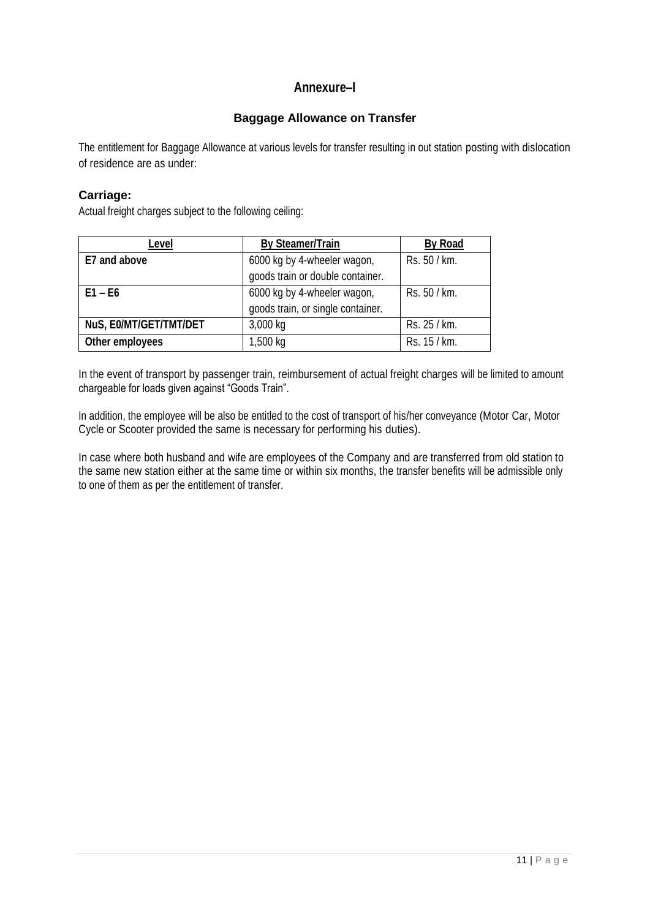# Annexure–I

## Baggage Allowance on Transfer

The entitlement for Baggage Allowance at various levels for transfer resulting in out station posting with dislocation of residence are as under:

### Carriage:

Actual freight charges subject to the following ceiling:

| Level | By Steamer/Train | By Road |
|---|---|---|
| **E7 and above** | 6000 kg by 4-wheeler wagon, goods train or double container. | Rs. 50 / km. |
| **E1 – E6** | 6000 kg by 4-wheeler wagon, goods train, or single container. | Rs. 50 / km. |
| **NuS, E0/MT/GET/TMT/DET** | 3,000 kg | Rs. 25 / km. |
| **Other employees** | 1,500 kg | Rs. 15 / km. |

In the event of transport by passenger train, reimbursement of actual freight charges will be limited to amount chargeable for loads given against "Goods Train".

In addition, the employee will be also be entitled to the cost of transport of his/her conveyance (Motor Car, Motor Cycle or Scooter provided the same is necessary for performing his duties).

In case where both husband and wife are employees of the Company and are transferred from old station to the same new station either at the same time or within six months, the transfer benefits will be admissible only to one of them as per the entitlement of transfer.